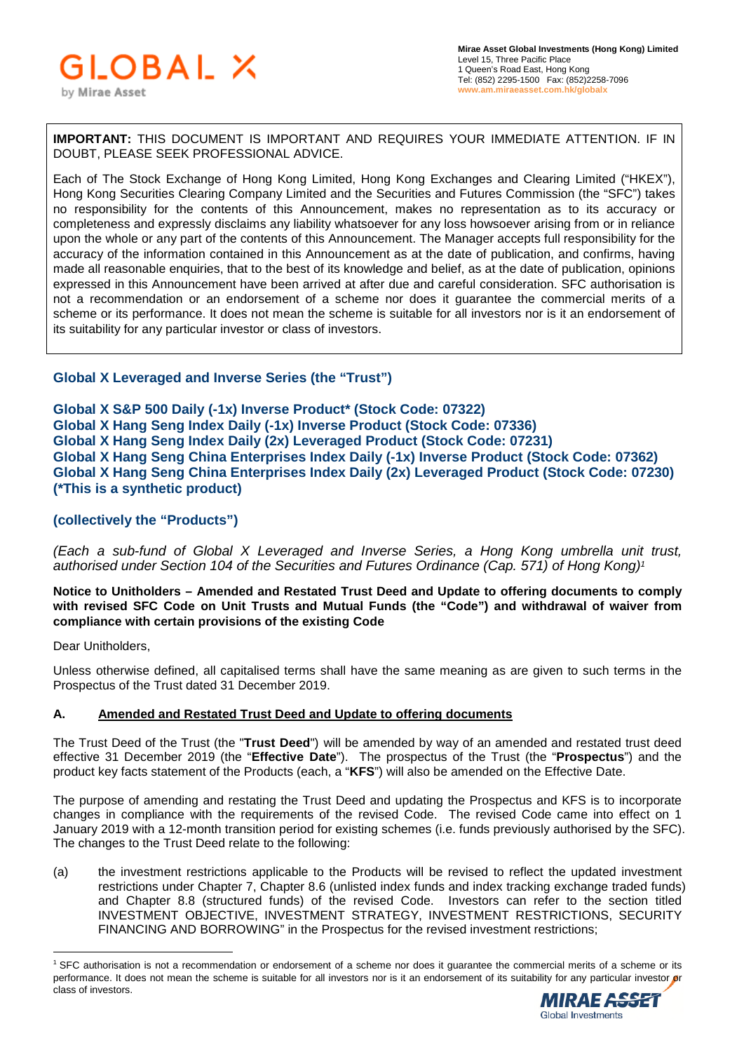**Mirae Asset Global Investments (Hong Kong) Limited**
Level 15, Three Pacific Place
1 Queen's Road East, Hong Kong
Tel: (852) 2295-1500 Fax: (852)2258-7096
www.am.miraeasset.com.hk/globalx

**IMPORTANT:** THIS DOCUMENT IS IMPORTANT AND REQUIRES YOUR IMMEDIATE ATTENTION. IF IN DOUBT, PLEASE SEEK PROFESSIONAL ADVICE.

Each of The Stock Exchange of Hong Kong Limited, Hong Kong Exchanges and Clearing Limited ("HKEX"), Hong Kong Securities Clearing Company Limited and the Securities and Futures Commission (the "SFC") takes no responsibility for the contents of this Announcement, makes no representation as to its accuracy or completeness and expressly disclaims any liability whatsoever for any loss howsoever arising from or in reliance upon the whole or any part of the contents of this Announcement. The Manager accepts full responsibility for the accuracy of the information contained in this Announcement as at the date of publication, and confirms, having made all reasonable enquiries, that to the best of its knowledge and belief, as at the date of publication, opinions expressed in this Announcement have been arrived at after due and careful consideration. SFC authorisation is not a recommendation or an endorsement of a scheme nor does it guarantee the commercial merits of a scheme or its performance. It does not mean the scheme is suitable for all investors nor is it an endorsement of its suitability for any particular investor or class of investors.

**Global X Leveraged and Inverse Series (the "Trust")**

**Global X S&P 500 Daily (-1x) Inverse Product* (Stock Code: 07322)**
**Global X Hang Seng Index Daily (-1x) Inverse Product (Stock Code: 07336)**
**Global X Hang Seng Index Daily (2x) Leveraged Product (Stock Code: 07231)**
**Global X Hang Seng China Enterprises Index Daily (-1x) Inverse Product (Stock Code: 07362)**
**Global X Hang Seng China Enterprises Index Daily (2x) Leveraged Product (Stock Code: 07230)**
**(*This is a synthetic product)**

**(collectively the "Products")**

*(Each a sub-fund of Global X Leveraged and Inverse Series, a Hong Kong umbrella unit trust, authorised under Section 104 of the Securities and Futures Ordinance (Cap. 571) of Hong Kong)*[1]

**Notice to Unitholders – Amended and Restated Trust Deed and Update to offering documents to comply with revised SFC Code on Unit Trusts and Mutual Funds (the "Code") and withdrawal of waiver from compliance with certain provisions of the existing Code**

Dear Unitholders,

Unless otherwise defined, all capitalised terms shall have the same meaning as are given to such terms in the Prospectus of the Trust dated 31 December 2019.

**A. Amended and Restated Trust Deed and Update to offering documents**

The Trust Deed of the Trust (the "**Trust Deed**") will be amended by way of an amended and restated trust deed effective 31 December 2019 (the "**Effective Date**"). The prospectus of the Trust (the "**Prospectus**") and the product key facts statement of the Products (each, a "**KFS**") will also be amended on the Effective Date.

The purpose of amending and restating the Trust Deed and updating the Prospectus and KFS is to incorporate changes in compliance with the requirements of the revised Code. The revised Code came into effect on 1 January 2019 with a 12-month transition period for existing schemes (i.e. funds previously authorised by the SFC). The changes to the Trust Deed relate to the following:

(a) the investment restrictions applicable to the Products will be revised to reflect the updated investment restrictions under Chapter 7, Chapter 8.6 (unlisted index funds and index tracking exchange traded funds) and Chapter 8.8 (structured funds) of the revised Code. Investors can refer to the section titled INVESTMENT OBJECTIVE, INVESTMENT STRATEGY, INVESTMENT RESTRICTIONS, SECURITY FINANCING AND BORROWING" in the Prospectus for the revised investment restrictions;

[1] SFC authorisation is not a recommendation or endorsement of a scheme nor does it guarantee the commercial merits of a scheme or its performance. It does not mean the scheme is suitable for all investors nor is it an endorsement of its suitability for any particular investor or class of investors.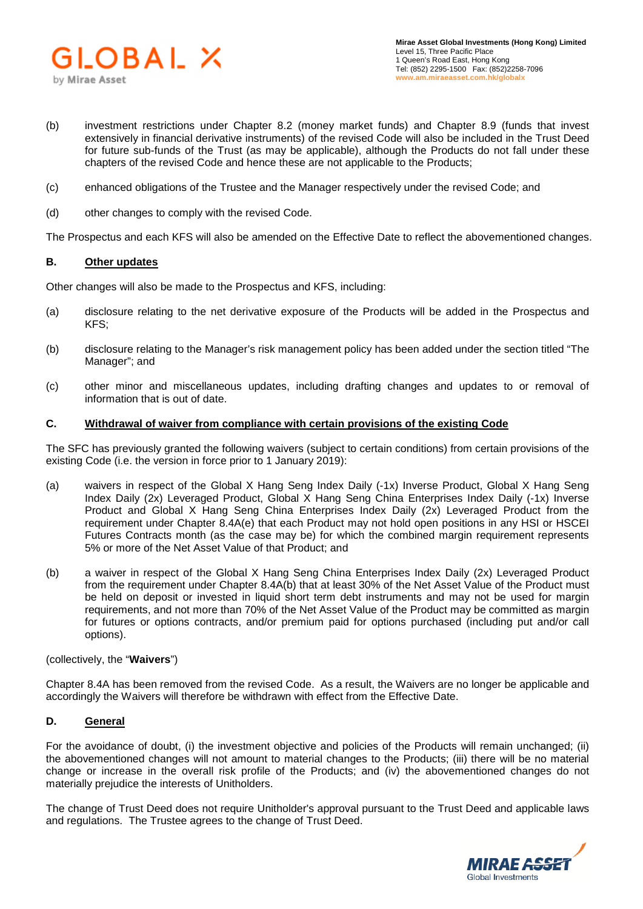(b) investment restrictions under Chapter 8.2 (money market funds) and Chapter 8.9 (funds that invest extensively in financial derivative instruments) of the revised Code will also be included in the Trust Deed for future sub-funds of the Trust (as may be applicable), although the Products do not fall under these chapters of the revised Code and hence these are not applicable to the Products;

(c) enhanced obligations of the Trustee and the Manager respectively under the revised Code; and

(d) other changes to comply with the revised Code.

The Prospectus and each KFS will also be amended on the Effective Date to reflect the abovementioned changes.

**B. Other updates**

Other changes will also be made to the Prospectus and KFS, including:

(a) disclosure relating to the net derivative exposure of the Products will be added in the Prospectus and KFS;

(b) disclosure relating to the Manager's risk management policy has been added under the section titled "The Manager"; and

(c) other minor and miscellaneous updates, including drafting changes and updates to or removal of information that is out of date.

**C. Withdrawal of waiver from compliance with certain provisions of the existing Code**

The SFC has previously granted the following waivers (subject to certain conditions) from certain provisions of the existing Code (i.e. the version in force prior to 1 January 2019):

(a) waivers in respect of the Global X Hang Seng Index Daily (-1x) Inverse Product, Global X Hang Seng Index Daily (2x) Leveraged Product, Global X Hang Seng China Enterprises Index Daily (-1x) Inverse Product and Global X Hang Seng China Enterprises Index Daily (2x) Leveraged Product from the requirement under Chapter 8.4A(e) that each Product may not hold open positions in any HSI or HSCEI Futures Contracts month (as the case may be) for which the combined margin requirement represents 5% or more of the Net Asset Value of that Product; and

(b) a waiver in respect of the Global X Hang Seng China Enterprises Index Daily (2x) Leveraged Product from the requirement under Chapter 8.4A(b) that at least 30% of the Net Asset Value of the Product must be held on deposit or invested in liquid short term debt instruments and may not be used for margin requirements, and not more than 70% of the Net Asset Value of the Product may be committed as margin for futures or options contracts, and/or premium paid for options purchased (including put and/or call options).

(collectively, the "**Waivers**")

Chapter 8.4A has been removed from the revised Code. As a result, the Waivers are no longer be applicable and accordingly the Waivers will therefore be withdrawn with effect from the Effective Date.

**D. General**

For the avoidance of doubt, (i) the investment objective and policies of the Products will remain unchanged; (ii) the abovementioned changes will not amount to material changes to the Products; (iii) there will be no material change or increase in the overall risk profile of the Products; and (iv) the abovementioned changes do not materially prejudice the interests of Unitholders.

The change of Trust Deed does not require Unitholder's approval pursuant to the Trust Deed and applicable laws and regulations. The Trustee agrees to the change of Trust Deed.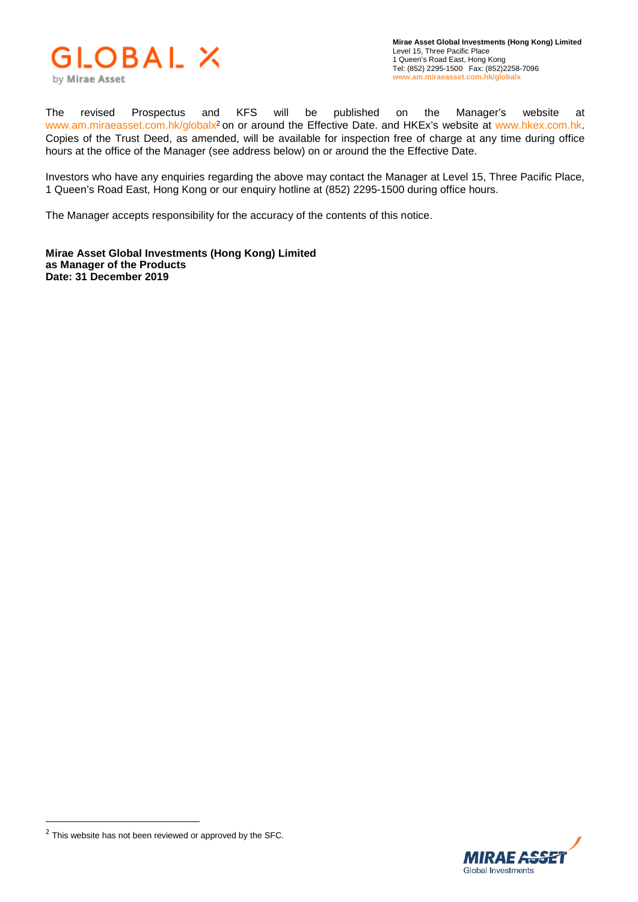The revised Prospectus and KFS will be published on the Manager's website at www.am.miraeasset.com.hk/globalx[2] on or around the Effective Date. and HKEx's website at www.hkex.com.hk. Copies of the Trust Deed, as amended, will be available for inspection free of charge at any time during office hours at the office of the Manager (see address below) on or around the the Effective Date.

Investors who have any enquiries regarding the above may contact the Manager at Level 15, Three Pacific Place, 1 Queen's Road East, Hong Kong or our enquiry hotline at (852) 2295-1500 during office hours.

The Manager accepts responsibility for the accuracy of the contents of this notice.

**Mirae Asset Global Investments (Hong Kong) Limited**
**as Manager of the Products**
**Date: 31 December 2019**

[2] This website has not been reviewed or approved by the SFC.